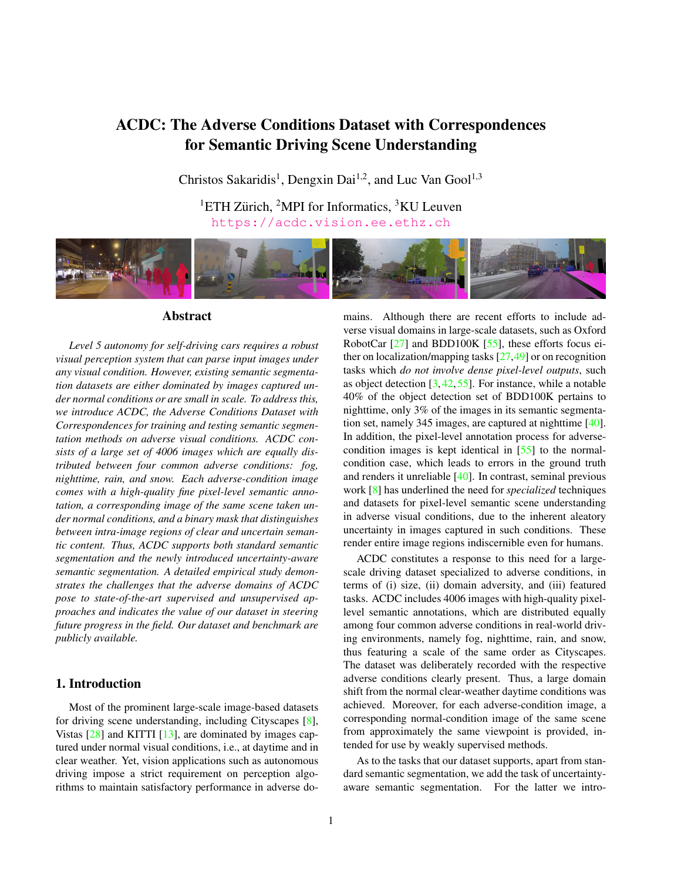# ACDC: The Adverse Conditions Dataset with Correspondences for Semantic Driving Scene Understanding

Christos Sakaridis[1], Dengxin Dai[1,2], and Luc Van Gool[1,3]

[1]ETH Zürich, [2]MPI for Informatics, [3]KU Leuven

https://acdc.vision.ee.ethz.ch

## Abstract

*Level 5 autonomy for self-driving cars requires a robust visual perception system that can parse input images under any visual condition. However, existing semantic segmentation datasets are either dominated by images captured under normal conditions or are small in scale. To address this, we introduce ACDC, the Adverse Conditions Dataset with Correspondences for training and testing semantic segmentation methods on adverse visual conditions. ACDC consists of a large set of 4006 images which are equally distributed between four common adverse conditions: fog, nighttime, rain, and snow. Each adverse-condition image comes with a high-quality fine pixel-level semantic annotation, a corresponding image of the same scene taken under normal conditions, and a binary mask that distinguishes between intra-image regions of clear and uncertain semantic content. Thus, ACDC supports both standard semantic segmentation and the newly introduced uncertainty-aware semantic segmentation. A detailed empirical study demonstrates the challenges that the adverse domains of ACDC pose to state-of-the-art supervised and unsupervised approaches and indicates the value of our dataset in steering future progress in the field. Our dataset and benchmark are publicly available.*

## 1. Introduction

Most of the prominent large-scale image-based datasets for driving scene understanding, including Cityscapes [8], Vistas [28] and KITTI [13], are dominated by images captured under normal visual conditions, i.e., at daytime and in clear weather. Yet, vision applications such as autonomous driving impose a strict requirement on perception algorithms to maintain satisfactory performance in adverse domains. Although there are recent efforts to include adverse visual domains in large-scale datasets, such as Oxford RobotCar [27] and BDD100K [55], these efforts focus either on localization/mapping tasks [27,49] or on recognition tasks which *do not involve dense pixel-level outputs*, such as object detection [3,42,55]. For instance, while a notable 40% of the object detection set of BDD100K pertains to nighttime, only 3% of the images in its semantic segmentation set, namely 345 images, are captured at nighttime [40]. In addition, the pixel-level annotation process for adverse-condition images is kept identical in [55] to the normal-condition case, which leads to errors in the ground truth and renders it unreliable [40]. In contrast, seminal previous work [8] has underlined the need for *specialized* techniques and datasets for pixel-level semantic scene understanding in adverse visual conditions, due to the inherent aleatory uncertainty in images captured in such conditions. These render entire image regions indiscernible even for humans.

ACDC constitutes a response to this need for a large-scale driving dataset specialized to adverse conditions, in terms of (i) size, (ii) domain adversity, and (iii) featured tasks. ACDC includes 4006 images with high-quality pixel-level semantic annotations, which are distributed equally among four common adverse conditions in real-world driving environments, namely fog, nighttime, rain, and snow, thus featuring a scale of the same order as Cityscapes. The dataset was deliberately recorded with the respective adverse conditions clearly present. Thus, a large domain shift from the normal clear-weather daytime conditions was achieved. Moreover, for each adverse-condition image, a corresponding normal-condition image of the same scene from approximately the same viewpoint is provided, intended for use by weakly supervised methods.

As to the tasks that our dataset supports, apart from standard semantic segmentation, we add the task of uncertainty-aware semantic segmentation. For the latter we intro-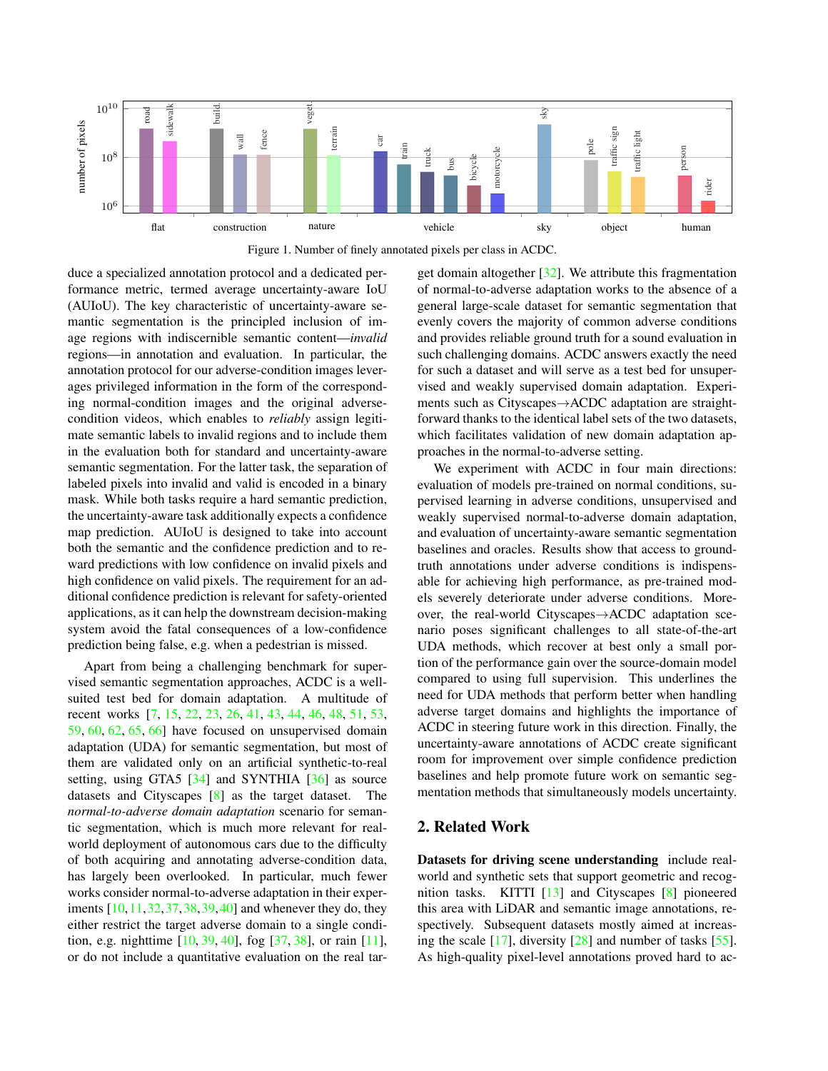Figure 1. Number of finely annotated pixels per class in ACDC.

duce a specialized annotation protocol and a dedicated performance metric, termed average uncertainty-aware IoU (AUIoU). The key characteristic of uncertainty-aware semantic segmentation is the principled inclusion of image regions with indiscernible semantic content—*invalid* regions—in annotation and evaluation. In particular, the annotation protocol for our adverse-condition images leverages privileged information in the form of the corresponding normal-condition images and the original adverse-condition videos, which enables to *reliably* assign legitimate semantic labels to invalid regions and to include them in the evaluation both for standard and uncertainty-aware semantic segmentation. For the latter task, the separation of labeled pixels into invalid and valid is encoded in a binary mask. While both tasks require a hard semantic prediction, the uncertainty-aware task additionally expects a confidence map prediction. AUIoU is designed to take into account both the semantic and the confidence prediction and to reward predictions with low confidence on invalid pixels and high confidence on valid pixels. The requirement for an additional confidence prediction is relevant for safety-oriented applications, as it can help the downstream decision-making system avoid the fatal consequences of a low-confidence prediction being false, e.g. when a pedestrian is missed.

Apart from being a challenging benchmark for supervised semantic segmentation approaches, ACDC is a well-suited test bed for domain adaptation. A multitude of recent works [7, 15, 22, 23, 26, 41, 43, 44, 46, 48, 51, 53, 59, 60, 62, 65, 66] have focused on unsupervised domain adaptation (UDA) for semantic segmentation, but most of them are validated only on an artificial synthetic-to-real setting, using GTA5 [34] and SYNTHIA [36] as source datasets and Cityscapes [8] as the target dataset. The *normal-to-adverse domain adaptation* scenario for semantic segmentation, which is much more relevant for real-world deployment of autonomous cars due to the difficulty of both acquiring and annotating adverse-condition data, has largely been overlooked. In particular, much fewer works consider normal-to-adverse adaptation in their experiments [10, 11, 32, 37, 38, 39, 40] and whenever they do, they either restrict the target adverse domain to a single condition, e.g. nighttime [10, 39, 40], fog [37, 38], or rain [11], or do not include a quantitative evaluation on the real target domain altogether [32]. We attribute this fragmentation of normal-to-adverse adaptation works to the absence of a general large-scale dataset for semantic segmentation that evenly covers the majority of common adverse conditions and provides reliable ground truth for a sound evaluation in such challenging domains. ACDC answers exactly the need for such a dataset and will serve as a test bed for unsupervised and weakly supervised domain adaptation. Experiments such as Cityscapes→ACDC adaptation are straightforward thanks to the identical label sets of the two datasets, which facilitates validation of new domain adaptation approaches in the normal-to-adverse setting.

We experiment with ACDC in four main directions: evaluation of models pre-trained on normal conditions, supervised learning in adverse conditions, unsupervised and weakly supervised normal-to-adverse domain adaptation, and evaluation of uncertainty-aware semantic segmentation baselines and oracles. Results show that access to ground-truth annotations under adverse conditions is indispensable for achieving high performance, as pre-trained models severely deteriorate under adverse conditions. Moreover, the real-world Cityscapes→ACDC adaptation scenario poses significant challenges to all state-of-the-art UDA methods, which recover at best only a small portion of the performance gain over the source-domain model compared to using full supervision. This underlines the need for UDA methods that perform better when handling adverse target domains and highlights the importance of ACDC in steering future work in this direction. Finally, the uncertainty-aware annotations of ACDC create significant room for improvement over simple confidence prediction baselines and help promote future work on semantic segmentation methods that simultaneously models uncertainty.

## 2. Related Work

**Datasets for driving scene understanding** include real-world and synthetic sets that support geometric and recognition tasks. KITTI [13] and Cityscapes [8] pioneered this area with LiDAR and semantic image annotations, respectively. Subsequent datasets mostly aimed at increasing the scale [17], diversity [28] and number of tasks [55]. As high-quality pixel-level annotations proved hard to ac-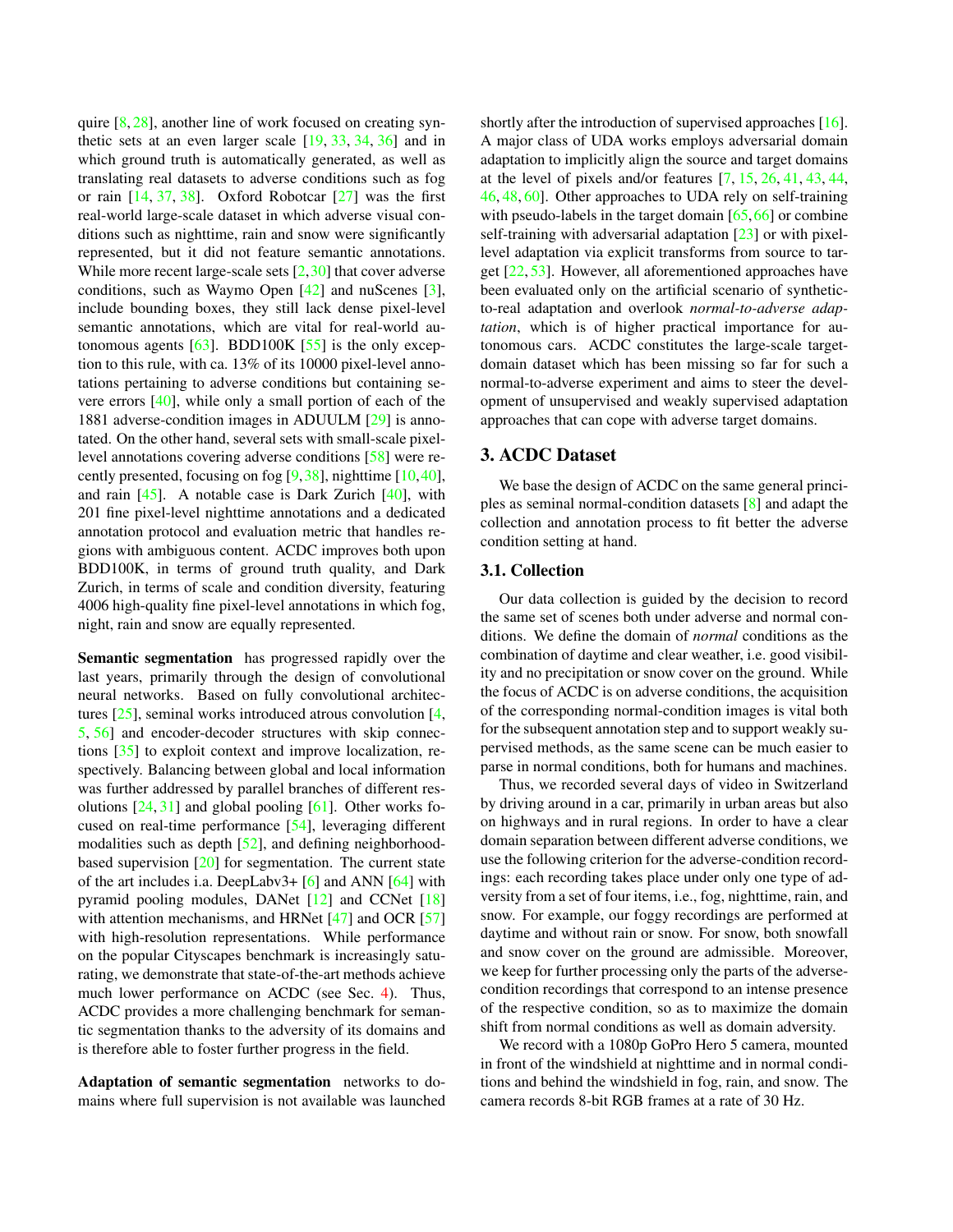quire [8, 28], another line of work focused on creating synthetic sets at an even larger scale [19, 33, 34, 36] and in which ground truth is automatically generated, as well as translating real datasets to adverse conditions such as fog or rain [14, 37, 38]. Oxford Robotcar [27] was the first real-world large-scale dataset in which adverse visual conditions such as nighttime, rain and snow were significantly represented, but it did not feature semantic annotations. While more recent large-scale sets [2, 30] that cover adverse conditions, such as Waymo Open [42] and nuScenes [3], include bounding boxes, they still lack dense pixel-level semantic annotations, which are vital for real-world autonomous agents [63]. BDD100K [55] is the only exception to this rule, with ca. 13% of its 10000 pixel-level annotations pertaining to adverse conditions but containing severe errors [40], while only a small portion of each of the 1881 adverse-condition images in ADUULM [29] is annotated. On the other hand, several sets with small-scale pixel-level annotations covering adverse conditions [58] were recently presented, focusing on fog [9, 38], nighttime [10, 40], and rain [45]. A notable case is Dark Zurich [40], with 201 fine pixel-level nighttime annotations and a dedicated annotation protocol and evaluation metric that handles regions with ambiguous content. ACDC improves both upon BDD100K, in terms of ground truth quality, and Dark Zurich, in terms of scale and condition diversity, featuring 4006 high-quality fine pixel-level annotations in which fog, night, rain and snow are equally represented.

**Semantic segmentation** has progressed rapidly over the last years, primarily through the design of convolutional neural networks. Based on fully convolutional architectures [25], seminal works introduced atrous convolution [4, 5, 56] and encoder-decoder structures with skip connections [35] to exploit context and improve localization, respectively. Balancing between global and local information was further addressed by parallel branches of different resolutions [24, 31] and global pooling [61]. Other works focused on real-time performance [54], leveraging different modalities such as depth [52], and defining neighborhood-based supervision [20] for segmentation. The current state of the art includes i.a. DeepLabv3+ [6] and ANN [64] with pyramid pooling modules, DANet [12] and CCNet [18] with attention mechanisms, and HRNet [47] and OCR [57] with high-resolution representations. While performance on the popular Cityscapes benchmark is increasingly saturating, we demonstrate that state-of-the-art methods achieve much lower performance on ACDC (see Sec. 4). Thus, ACDC provides a more challenging benchmark for semantic segmentation thanks to the adversity of its domains and is therefore able to foster further progress in the field.

**Adaptation of semantic segmentation** networks to domains where full supervision is not available was launched shortly after the introduction of supervised approaches [16]. A major class of UDA works employs adversarial domain adaptation to implicitly align the source and target domains at the level of pixels and/or features [7, 15, 26, 41, 43, 44, 46, 48, 60]. Other approaches to UDA rely on self-training with pseudo-labels in the target domain [65, 66] or combine self-training with adversarial adaptation [23] or with pixel-level adaptation via explicit transforms from source to target [22, 53]. However, all aforementioned approaches have been evaluated only on the artificial scenario of synthetic-to-real adaptation and overlook *normal-to-adverse adaptation*, which is of higher practical importance for autonomous cars. ACDC constitutes the large-scale target-domain dataset which has been missing so far for such a normal-to-adverse experiment and aims to steer the development of unsupervised and weakly supervised adaptation approaches that can cope with adverse target domains.

## 3. ACDC Dataset

We base the design of ACDC on the same general principles as seminal normal-condition datasets [8] and adapt the collection and annotation process to fit better the adverse condition setting at hand.

### 3.1. Collection

Our data collection is guided by the decision to record the same set of scenes both under adverse and normal conditions. We define the domain of *normal* conditions as the combination of daytime and clear weather, i.e. good visibility and no precipitation or snow cover on the ground. While the focus of ACDC is on adverse conditions, the acquisition of the corresponding normal-condition images is vital both for the subsequent annotation step and to support weakly supervised methods, as the same scene can be much easier to parse in normal conditions, both for humans and machines.

Thus, we recorded several days of video in Switzerland by driving around in a car, primarily in urban areas but also on highways and in rural regions. In order to have a clear domain separation between different adverse conditions, we use the following criterion for the adverse-condition recordings: each recording takes place under only one type of adversity from a set of four items, i.e., fog, nighttime, rain, and snow. For example, our foggy recordings are performed at daytime and without rain or snow. For snow, both snowfall and snow cover on the ground are admissible. Moreover, we keep for further processing only the parts of the adverse-condition recordings that correspond to an intense presence of the respective condition, so as to maximize the domain shift from normal conditions as well as domain adversity.

We record with a 1080p GoPro Hero 5 camera, mounted in front of the windshield at nighttime and in normal conditions and behind the windshield in fog, rain, and snow. The camera records 8-bit RGB frames at a rate of 30 Hz.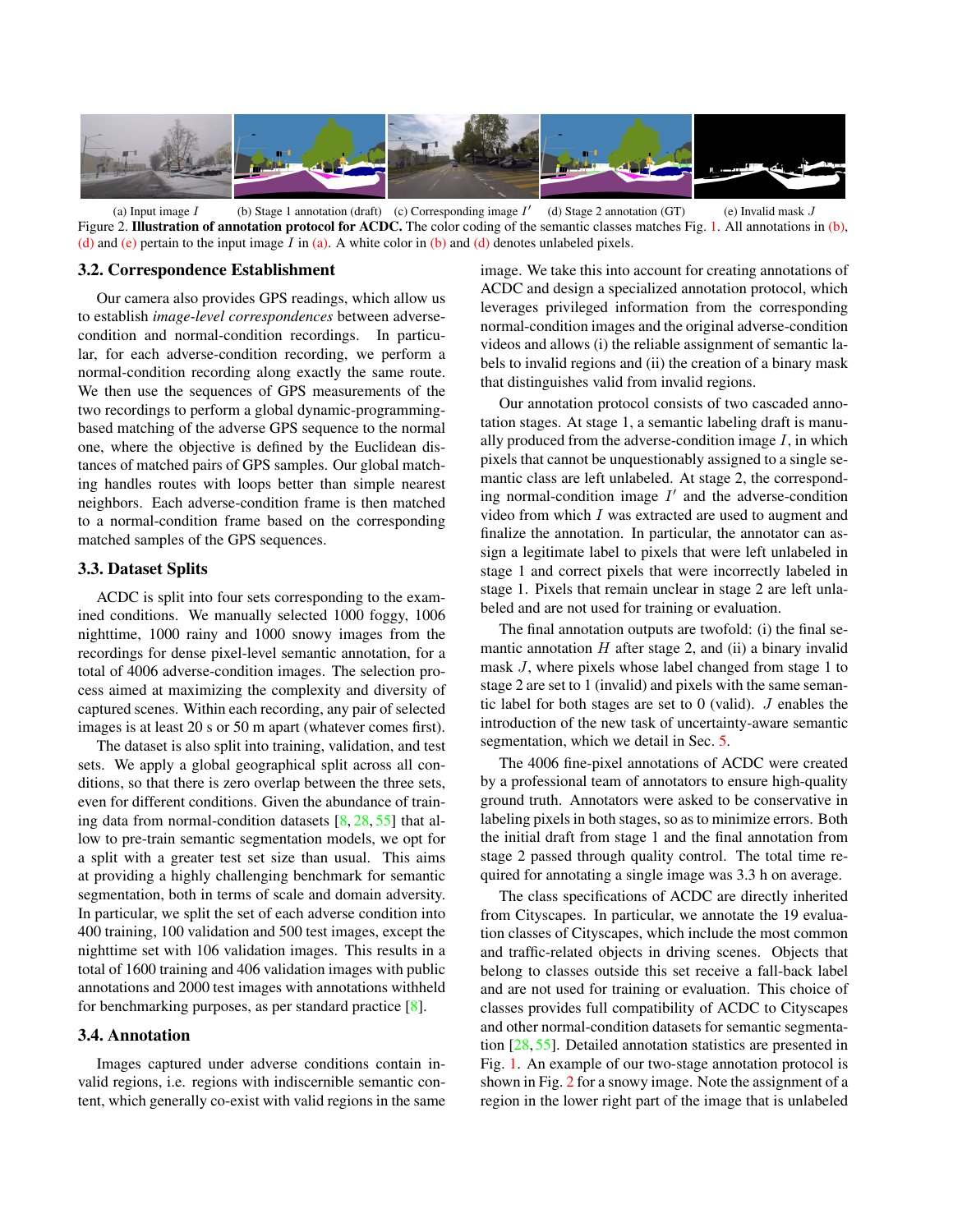(a) Input image $I$ (b) Stage 1 annotation (draft) (c) Corresponding image $I'$ (d) Stage 2 annotation (GT) (e) Invalid mask $J$

Figure 2. **Illustration of annotation protocol for ACDC.** The color coding of the semantic classes matches Fig. 1. All annotations in (b), (d) and (e) pertain to the input image $I$ in (a). A white color in (b) and (d) denotes unlabeled pixels.

### 3.2. Correspondence Establishment

Our camera also provides GPS readings, which allow us to establish *image-level correspondences* between adverse-condition and normal-condition recordings. In particular, for each adverse-condition recording, we perform a normal-condition recording along exactly the same route. We then use the sequences of GPS measurements of the two recordings to perform a global dynamic-programming-based matching of the adverse GPS sequence to the normal one, where the objective is defined by the Euclidean distances of matched pairs of GPS samples. Our global matching handles routes with loops better than simple nearest neighbors. Each adverse-condition frame is then matched to a normal-condition frame based on the corresponding matched samples of the GPS sequences.

### 3.3. Dataset Splits

ACDC is split into four sets corresponding to the examined conditions. We manually selected 1000 foggy, 1006 nighttime, 1000 rainy and 1000 snowy images from the recordings for dense pixel-level semantic annotation, for a total of 4006 adverse-condition images. The selection process aimed at maximizing the complexity and diversity of captured scenes. Within each recording, any pair of selected images is at least 20 s or 50 m apart (whatever comes first).

The dataset is also split into training, validation, and test sets. We apply a global geographical split across all conditions, so that there is zero overlap between the three sets, even for different conditions. Given the abundance of training data from normal-condition datasets [8, 28, 55] that allow to pre-train semantic segmentation models, we opt for a split with a greater test set size than usual. This aims at providing a highly challenging benchmark for semantic segmentation, both in terms of scale and domain adversity. In particular, we split the set of each adverse condition into 400 training, 100 validation and 500 test images, except the nighttime set with 106 validation images. This results in a total of 1600 training and 406 validation images with public annotations and 2000 test images with annotations withheld for benchmarking purposes, as per standard practice [8].

### 3.4. Annotation

Images captured under adverse conditions contain invalid regions, i.e. regions with indiscernible semantic content, which generally co-exist with valid regions in the same image. We take this into account for creating annotations of ACDC and design a specialized annotation protocol, which leverages privileged information from the corresponding normal-condition images and the original adverse-condition videos and allows (i) the reliable assignment of semantic labels to invalid regions and (ii) the creation of a binary mask that distinguishes valid from invalid regions.

Our annotation protocol consists of two cascaded annotation stages. At stage 1, a semantic labeling draft is manually produced from the adverse-condition image $I$, in which pixels that cannot be unquestionably assigned to a single semantic class are left unlabeled. At stage 2, the corresponding normal-condition image $I'$ and the adverse-condition video from which $I$ was extracted are used to augment and finalize the annotation. In particular, the annotator can assign a legitimate label to pixels that were left unlabeled in stage 1 and correct pixels that were incorrectly labeled in stage 1. Pixels that remain unclear in stage 2 are left unlabeled and are not used for training or evaluation.

The final annotation outputs are twofold: (i) the final semantic annotation $H$ after stage 2, and (ii) a binary invalid mask $J$, where pixels whose label changed from stage 1 to stage 2 are set to 1 (invalid) and pixels with the same semantic label for both stages are set to 0 (valid). $J$ enables the introduction of the new task of uncertainty-aware semantic segmentation, which we detail in Sec. 5.

The 4006 fine-pixel annotations of ACDC were created by a professional team of annotators to ensure high-quality ground truth. Annotators were asked to be conservative in labeling pixels in both stages, so as to minimize errors. Both the initial draft from stage 1 and the final annotation from stage 2 passed through quality control. The total time required for annotating a single image was 3.3 h on average.

The class specifications of ACDC are directly inherited from Cityscapes. In particular, we annotate the 19 evaluation classes of Cityscapes, which include the most common and traffic-related objects in driving scenes. Objects that belong to classes outside this set receive a fall-back label and are not used for training or evaluation. This choice of classes provides full compatibility of ACDC to Cityscapes and other normal-condition datasets for semantic segmentation [28, 55]. Detailed annotation statistics are presented in Fig. 1. An example of our two-stage annotation protocol is shown in Fig. 2 for a snowy image. Note the assignment of a region in the lower right part of the image that is unlabeled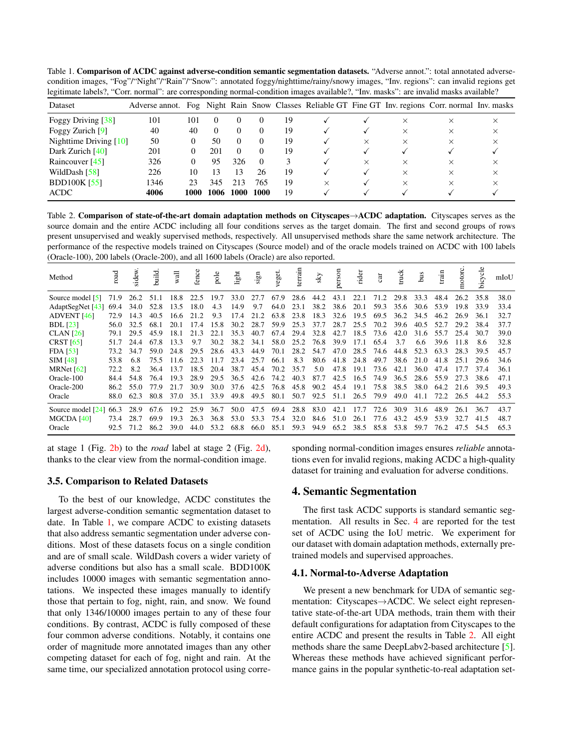Table 1. **Comparison of ACDC against adverse-condition semantic segmentation datasets.** "Adverse annot.": total annotated adverse-condition images, "Fog"/"Night"/"Rain"/"Snow": annotated foggy/nighttime/rainy/snowy images, "Inv. regions": can invalid regions get legitimate labels?, "Corr. normal": are corresponding normal-condition images available?, "Inv. masks": are invalid masks available?

| Dataset | Adverse annot. | Fog | Night | Rain | Snow | Classes | Reliable GT | Fine GT | Inv. regions | Corr. normal | Inv. masks |
|---|---|---|---|---|---|---|---|---|---|---|---|
| Foggy Driving [38] | 101 | 101 | 0 | 0 | 0 | 19 | ✓ | ✓ | × | × | × |
| Foggy Zurich [9] | 40 | 40 | 0 | 0 | 0 | 19 | ✓ | ✓ | × | × | × |
| Nighttime Driving [10] | 50 | 0 | 50 | 0 | 0 | 19 | ✓ | × | × | × | × |
| Dark Zurich [40] | 201 | 0 | 201 | 0 | 0 | 19 | ✓ | ✓ | ✓ | ✓ | ✓ |
| Raincouver [45] | 326 | 0 | 95 | 326 | 0 | 3 | ✓ | × | × | × | × |
| WildDash [58] | 226 | 10 | 13 | 13 | 26 | 19 | ✓ | ✓ | × | × | × |
| BDD100K [55] | 1346 | 23 | 345 | 213 | 765 | 19 | × | ✓ | × | × | × |
| ACDC | **4006** | **1000** | **1006** | **1000** | **1000** | 19 | ✓ | ✓ | ✓ | ✓ | ✓ |

Table 2. **Comparison of state-of-the-art domain adaptation methods on Cityscapes→ACDC adaptation.** Cityscapes serves as the source domain and the entire ACDC including all four conditions serves as the target domain. The first and second groups of rows present unsupervised and weakly supervised methods, respectively. All unsupervised methods share the same network architecture. The performance of the respective models trained on Cityscapes (Source model) and of the oracle models trained on ACDC with 100 labels (Oracle-100), 200 labels (Oracle-200), and all 1600 labels (Oracle) are also reported.

| Method | road | sidew. | build. | wall | fence | pole | light | sign | veget. | terrain | sky | person | rider | car | truck | bus | train | motorc. | bicycle | mIoU |
|---|---|---|---|---|---|---|---|---|---|---|---|---|---|---|---|---|---|---|---|---|
| Source model [5] | 71.9 | 26.2 | 51.1 | 18.8 | 22.5 | 19.7 | 33.0 | 27.7 | 67.9 | 28.6 | 44.2 | 43.1 | 22.1 | 71.2 | 29.8 | 33.3 | 48.4 | 26.2 | 35.8 | 38.0 |
| AdaptSegNet [43] | 69.4 | 34.0 | 52.8 | 13.5 | 18.0 | 4.3 | 14.9 | 9.7 | 64.0 | 23.1 | 38.2 | 38.6 | 20.1 | 59.3 | 35.6 | 30.6 | 53.9 | 19.8 | 33.9 | 33.4 |
| ADVENT [46] | 72.9 | 14.3 | 40.5 | 16.6 | 21.2 | 9.3 | 17.4 | 21.2 | 63.8 | 23.8 | 18.3 | 32.6 | 19.5 | 69.5 | 36.2 | 34.5 | 46.2 | 26.9 | 36.1 | 32.7 |
| BDL [23] | 56.0 | 32.5 | 68.1 | 20.1 | 17.4 | 15.8 | 30.2 | 28.7 | 59.9 | 25.3 | 37.7 | 28.7 | 25.5 | 70.2 | 39.6 | 40.5 | 52.7 | 29.2 | 38.4 | 37.7 |
| CLAN [26] | 79.1 | 29.5 | 45.9 | 18.1 | 21.3 | 22.1 | 35.3 | 40.7 | 67.4 | 29.4 | 32.8 | 42.7 | 18.5 | 73.6 | 42.0 | 31.6 | 55.7 | 25.4 | 30.7 | 39.0 |
| CRST [65] | 51.7 | 24.4 | 67.8 | 13.3 | 9.7 | 30.2 | 38.2 | 34.1 | 58.0 | 25.2 | 76.8 | 39.9 | 17.1 | 65.4 | 3.7 | 6.6 | 39.6 | 11.8 | 8.6 | 32.8 |
| FDA [53] | 73.2 | 34.7 | 59.0 | 24.8 | 29.5 | 28.6 | 43.3 | 44.9 | 70.1 | 28.2 | 54.7 | 47.0 | 28.5 | 74.6 | 44.8 | 52.3 | 63.3 | 28.3 | 39.5 | 45.7 |
| SIM [48] | 53.8 | 6.8 | 75.5 | 11.6 | 22.3 | 11.7 | 23.4 | 25.7 | 66.1 | 8.3 | 80.6 | 41.8 | 24.8 | 49.7 | 38.6 | 21.0 | 41.8 | 25.1 | 29.6 | 34.6 |
| MRNet [62] | 72.2 | 8.2 | 36.4 | 13.7 | 18.5 | 20.4 | 38.7 | 45.4 | 70.2 | 35.7 | 5.0 | 47.8 | 19.1 | 73.6 | 42.1 | 36.0 | 47.4 | 17.7 | 37.4 | 36.1 |
| Oracle-100 | 84.4 | 54.8 | 76.4 | 19.3 | 28.9 | 29.5 | 36.5 | 42.6 | 74.2 | 40.3 | 87.7 | 42.5 | 16.5 | 74.9 | 36.5 | 28.6 | 55.9 | 27.3 | 38.6 | 47.1 |
| Oracle-200 | 86.2 | 55.0 | 77.9 | 21.7 | 30.9 | 30.0 | 37.6 | 42.5 | 76.8 | 45.8 | 90.2 | 45.4 | 19.1 | 75.8 | 38.5 | 38.0 | 64.2 | 21.6 | 39.5 | 49.3 |
| Oracle | 88.0 | 62.3 | 80.8 | 37.0 | 35.1 | 33.9 | 49.8 | 49.5 | 80.1 | 50.7 | 92.5 | 51.1 | 26.5 | 79.9 | 49.0 | 41.1 | 72.2 | 26.5 | 44.2 | 55.3 |
| Source model [24] | 66.3 | 28.9 | 67.6 | 19.2 | 25.9 | 36.7 | 50.0 | 47.5 | 69.4 | 28.8 | 83.0 | 42.1 | 17.7 | 72.6 | 30.9 | 31.6 | 48.9 | 26.1 | 36.7 | 43.7 |
| MGCDA [40] | 73.4 | 28.7 | 69.9 | 19.3 | 26.3 | 36.8 | 53.0 | 53.3 | 75.4 | 32.0 | 84.6 | 51.0 | 26.1 | 77.6 | 43.2 | 45.9 | 53.9 | 32.7 | 41.5 | 48.7 |
| Oracle | 92.5 | 71.2 | 86.2 | 39.0 | 44.0 | 53.2 | 68.8 | 66.0 | 85.1 | 59.3 | 94.9 | 65.2 | 38.5 | 85.8 | 53.8 | 59.7 | 76.2 | 47.5 | 54.5 | 65.3 |

at stage 1 (Fig. 2b) to the *road* label at stage 2 (Fig. 2d), thanks to the clear view from the normal-condition image.

### 3.5. Comparison to Related Datasets

To the best of our knowledge, ACDC constitutes the largest adverse-condition semantic segmentation dataset to date. In Table 1, we compare ACDC to existing datasets that also address semantic segmentation under adverse conditions. Most of these datasets focus on a single condition and are of small scale. WildDash covers a wider variety of adverse conditions but also has a small scale. BDD100K includes 10000 images with semantic segmentation annotations. We inspected these images manually to identify those that pertain to fog, night, rain, and snow. We found that only 1346/10000 images pertain to any of these four conditions. By contrast, ACDC is fully composed of these four common adverse conditions. Notably, it contains one order of magnitude more annotated images than any other competing dataset for each of fog, night and rain. At the same time, our specialized annotation protocol using corresponding normal-condition images ensures *reliable* annotations even for invalid regions, making ACDC a high-quality dataset for training and evaluation for adverse conditions.

## 4. Semantic Segmentation

The first task ACDC supports is standard semantic segmentation. All results in Sec. 4 are reported for the test set of ACDC using the IoU metric. We experiment for our dataset with domain adaptation methods, externally pretrained models and supervised approaches.

### 4.1. Normal-to-Adverse Adaptation

We present a new benchmark for UDA of semantic segmentation: Cityscapes→ACDC. We select eight representative state-of-the-art UDA methods, train them with their default configurations for adaptation from Cityscapes to the entire ACDC and present the results in Table 2. All eight methods share the same DeepLabv2-based architecture [5]. Whereas these methods have achieved significant performance gains in the popular synthetic-to-real adaptation set-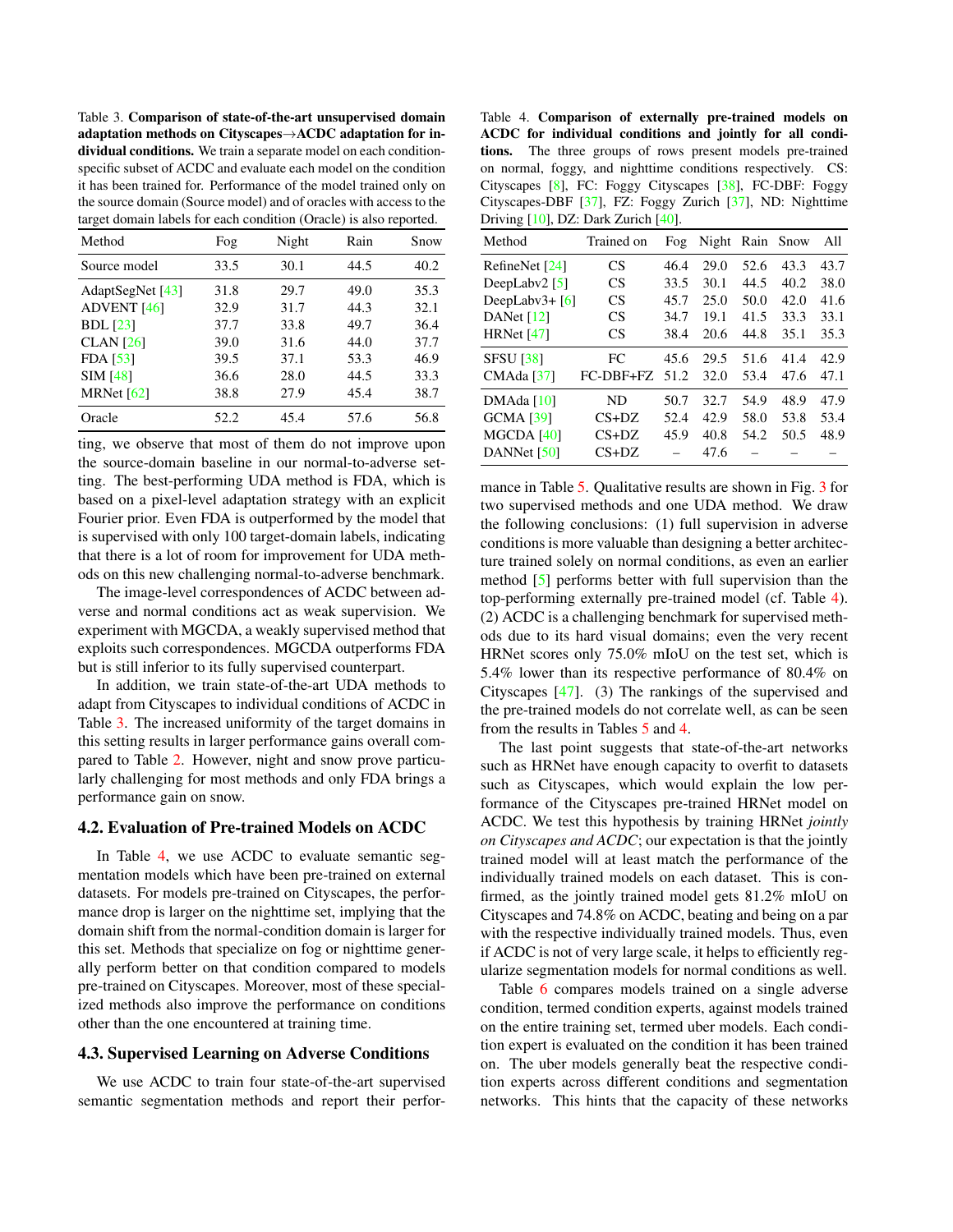Table 3. **Comparison of state-of-the-art unsupervised domain adaptation methods on Cityscapes→ACDC adaptation for individual conditions.** We train a separate model on each condition-specific subset of ACDC and evaluate each model on the condition it has been trained for. Performance of the model trained only on the source domain (Source model) and of oracles with access to the target domain labels for each condition (Oracle) is also reported.

| Method | Fog | Night | Rain | Snow |
|---|---|---|---|---|
| Source model | 33.5 | 30.1 | 44.5 | 40.2 |
| AdaptSegNet [43] | 31.8 | 29.7 | 49.0 | 35.3 |
| ADVENT [46] | 32.9 | 31.7 | 44.3 | 32.1 |
| BDL [23] | 37.7 | 33.8 | 49.7 | 36.4 |
| CLAN [26] | 39.0 | 31.6 | 44.0 | 37.7 |
| FDA [53] | 39.5 | 37.1 | 53.3 | 46.9 |
| SIM [48] | 36.6 | 28.0 | 44.5 | 33.3 |
| MRNet [62] | 38.8 | 27.9 | 45.4 | 38.7 |
| Oracle | 52.2 | 45.4 | 57.6 | 56.8 |

ting, we observe that most of them do not improve upon the source-domain baseline in our normal-to-adverse setting. The best-performing UDA method is FDA, which is based on a pixel-level adaptation strategy with an explicit Fourier prior. Even FDA is outperformed by the model that is supervised with only 100 target-domain labels, indicating that there is a lot of room for improvement for UDA methods on this new challenging normal-to-adverse benchmark.

The image-level correspondences of ACDC between adverse and normal conditions act as weak supervision. We experiment with MGCDA, a weakly supervised method that exploits such correspondences. MGCDA outperforms FDA but is still inferior to its fully supervised counterpart.

In addition, we train state-of-the-art UDA methods to adapt from Cityscapes to individual conditions of ACDC in Table 3. The increased uniformity of the target domains in this setting results in larger performance gains overall compared to Table 2. However, night and snow prove particularly challenging for most methods and only FDA brings a performance gain on snow.

## 4.2. Evaluation of Pre-trained Models on ACDC

In Table 4, we use ACDC to evaluate semantic segmentation models which have been pre-trained on external datasets. For models pre-trained on Cityscapes, the performance drop is larger on the nighttime set, implying that the domain shift from the normal-condition domain is larger for this set. Methods that specialize on fog or nighttime generally perform better on that condition compared to models pre-trained on Cityscapes. Moreover, most of these specialized methods also improve the performance on conditions other than the one encountered at training time.

## 4.3. Supervised Learning on Adverse Conditions

We use ACDC to train four state-of-the-art supervised semantic segmentation methods and report their performance in Table 5. Qualitative results are shown in Fig. 3 for two supervised methods and one UDA method. We draw the following conclusions: (1) full supervision in adverse conditions is more valuable than designing a better architecture trained solely on normal conditions, as even an earlier method [5] performs better with full supervision than the top-performing externally pre-trained model (cf. Table 4). (2) ACDC is a challenging benchmark for supervised methods due to its hard visual domains; even the very recent HRNet scores only 75.0% mIoU on the test set, which is 5.4% lower than its respective performance of 80.4% on Cityscapes [47]. (3) The rankings of the supervised and the pre-trained models do not correlate well, as can be seen from the results in Tables 5 and 4.

Table 4. **Comparison of externally pre-trained models on ACDC for individual conditions and jointly for all conditions.** The three groups of rows present models pre-trained on normal, foggy, and nighttime conditions respectively. CS: Cityscapes [8], FC: Foggy Cityscapes [38], FC-DBF: Foggy Cityscapes-DBF [37], FZ: Foggy Zurich [37], ND: Nighttime Driving [10], DZ: Dark Zurich [40].

| Method | Trained on | Fog | Night | Rain | Snow | All |
|---|---|---|---|---|---|---|
| RefineNet [24] | CS | 46.4 | 29.0 | 52.6 | 43.3 | 43.7 |
| DeepLabv2 [5] | CS | 33.5 | 30.1 | 44.5 | 40.2 | 38.0 |
| DeepLabv3+ [6] | CS | 45.7 | 25.0 | 50.0 | 42.0 | 41.6 |
| DANet [12] | CS | 34.7 | 19.1 | 41.5 | 33.3 | 33.1 |
| HRNet [47] | CS | 38.4 | 20.6 | 44.8 | 35.1 | 35.3 |
| SFSU [38] | FC | 45.6 | 29.5 | 51.6 | 41.4 | 42.9 |
| CMAda [37] | FC-DBF+FZ | 51.2 | 32.0 | 53.4 | 47.6 | 47.1 |
| DMAda [10] | ND | 50.7 | 32.7 | 54.9 | 48.9 | 47.9 |
| GCMA [39] | CS+DZ | 52.4 | 42.9 | 58.0 | 53.8 | 53.4 |
| MGCDA [40] | CS+DZ | 45.9 | 40.8 | 54.2 | 50.5 | 48.9 |
| DANNet [50] | CS+DZ | – | 47.6 | – | – | – |

The last point suggests that state-of-the-art networks such as HRNet have enough capacity to overfit to datasets such as Cityscapes, which would explain the low performance of the Cityscapes pre-trained HRNet model on ACDC. We test this hypothesis by training HRNet *jointly on Cityscapes and ACDC*; our expectation is that the jointly trained model will at least match the performance of the individually trained models on each dataset. This is confirmed, as the jointly trained model gets 81.2% mIoU on Cityscapes and 74.8% on ACDC, beating and being on a par with the respective individually trained models. Thus, even if ACDC is not of very large scale, it helps to efficiently regularize segmentation models for normal conditions as well.

Table 6 compares models trained on a single adverse condition, termed condition experts, against models trained on the entire training set, termed uber models. Each condition expert is evaluated on the condition it has been trained on. The uber models generally beat the respective condition experts across different conditions and segmentation networks. This hints that the capacity of these networks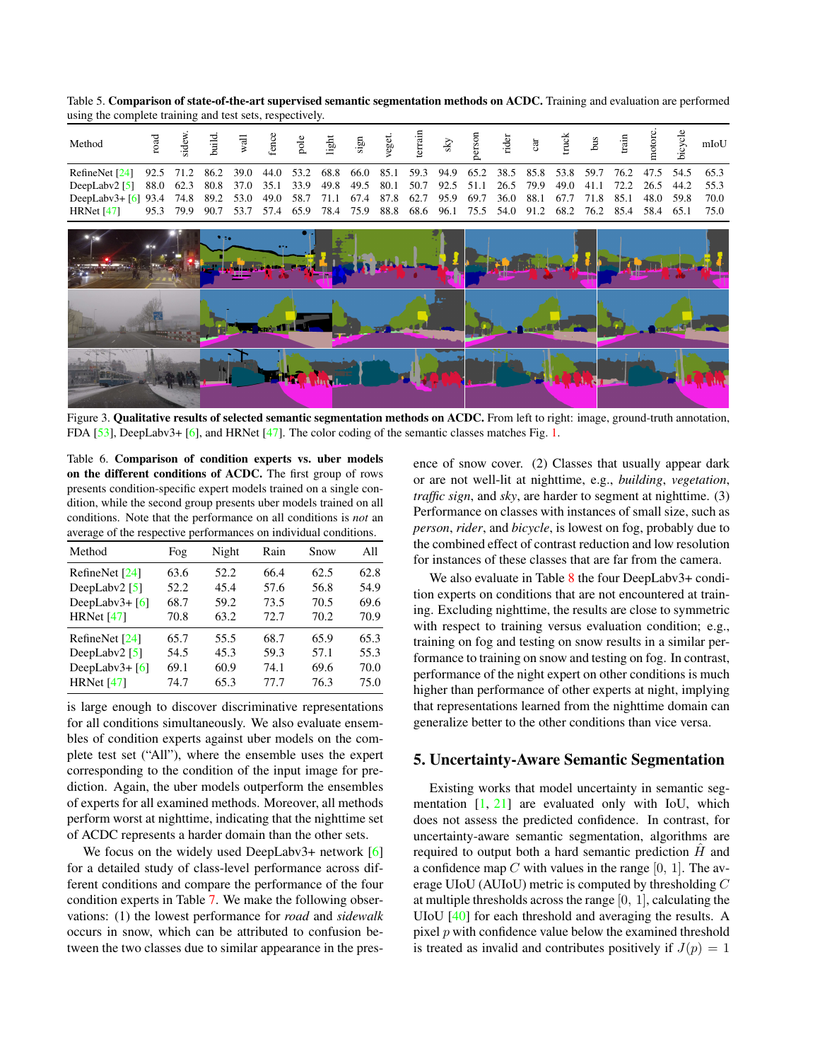Table 5. **Comparison of state-of-the-art supervised semantic segmentation methods on ACDC.** Training and evaluation are performed using the complete training and test sets, respectively.

| Method | road | sidew. | build. | wall | fence | pole | light | sign | veget. | terrain | sky | person | rider | car | truck | bus | train | motorc. | bicycle | mIoU |
|---|---|---|---|---|---|---|---|---|---|---|---|---|---|---|---|---|---|---|---|---|
| RefineNet [24] | 92.5 | 71.2 | 86.2 | 39.0 | 44.0 | 53.2 | 68.8 | 66.0 | 85.1 | 59.3 | 94.9 | 65.2 | 38.5 | 85.8 | 53.8 | 59.7 | 76.2 | 47.5 | 54.5 | 65.3 |
| DeepLabv2 [5] | 88.0 | 62.3 | 80.8 | 37.0 | 35.1 | 33.9 | 49.8 | 49.5 | 80.1 | 50.7 | 92.5 | 51.1 | 26.5 | 79.9 | 49.0 | 41.1 | 72.2 | 26.5 | 44.2 | 55.3 |
| DeepLabv3+ [6] | 93.4 | 74.8 | 89.2 | 53.0 | 49.0 | 58.7 | 71.1 | 67.4 | 87.8 | 62.7 | 95.9 | 69.7 | 36.0 | 88.1 | 67.7 | 71.8 | 85.1 | 48.0 | 59.8 | 70.0 |
| HRNet [47] | 95.3 | 79.9 | 90.7 | 53.7 | 57.4 | 65.9 | 78.4 | 75.9 | 88.8 | 68.6 | 96.1 | 75.5 | 54.0 | 91.2 | 68.2 | 76.2 | 85.4 | 58.4 | 65.1 | 75.0 |

Figure 3. **Qualitative results of selected semantic segmentation methods on ACDC.** From left to right: image, ground-truth annotation, FDA [53], DeepLabv3+ [6], and HRNet [47]. The color coding of the semantic classes matches Fig. 1.

Table 6. **Comparison of condition experts vs. uber models on the different conditions of ACDC.** The first group of rows presents condition-specific expert models trained on a single condition, while the second group presents uber models trained on all conditions. Note that the performance on all conditions is *not* an average of the respective performances on individual conditions.

| Method | Fog | Night | Rain | Snow | All |
|---|---|---|---|---|---|
| RefineNet [24] | 63.6 | 52.2 | 66.4 | 62.5 | 62.8 |
| DeepLabv2 [5] | 52.2 | 45.4 | 57.6 | 56.8 | 54.9 |
| DeepLabv3+ [6] | 68.7 | 59.2 | 73.5 | 70.5 | 69.6 |
| HRNet [47] | 70.8 | 63.2 | 72.7 | 70.2 | 70.9 |
| RefineNet [24] | 65.7 | 55.5 | 68.7 | 65.9 | 65.3 |
| DeepLabv2 [5] | 54.5 | 45.3 | 59.3 | 57.1 | 55.3 |
| DeepLabv3+ [6] | 69.1 | 60.9 | 74.1 | 69.6 | 70.0 |
| HRNet [47] | 74.7 | 65.3 | 77.7 | 76.3 | 75.0 |

is large enough to discover discriminative representations for all conditions simultaneously. We also evaluate ensembles of condition experts against uber models on the complete test set ("All"), where the ensemble uses the expert corresponding to the condition of the input image for prediction. Again, the uber models outperform the ensembles of experts for all examined methods. Moreover, all methods perform worst at nighttime, indicating that the nighttime set of ACDC represents a harder domain than the other sets.

We focus on the widely used DeepLabv3+ network [6] for a detailed study of class-level performance across different conditions and compare the performance of the four condition experts in Table 7. We make the following observations: (1) the lowest performance for *road* and *sidewalk* occurs in snow, which can be attributed to confusion between the two classes due to similar appearance in the presence of snow cover. (2) Classes that usually appear dark or are not well-lit at nighttime, e.g., *building*, *vegetation*, *traffic sign*, and *sky*, are harder to segment at nighttime. (3) Performance on classes with instances of small size, such as *person*, *rider*, and *bicycle*, is lowest on fog, probably due to the combined effect of contrast reduction and low resolution for instances of these classes that are far from the camera.

We also evaluate in Table 8 the four DeepLabv3+ condition experts on conditions that are not encountered at training. Excluding nighttime, the results are close to symmetric with respect to training versus evaluation condition; e.g., training on fog and testing on snow results in a similar performance to training on snow and testing on fog. In contrast, performance of the night expert on other conditions is much higher than performance of other experts at night, implying that representations learned from the nighttime domain can generalize better to the other conditions than vice versa.

## 5. Uncertainty-Aware Semantic Segmentation

Existing works that model uncertainty in semantic segmentation [1, 21] are evaluated only with IoU, which does not assess the predicted confidence. In contrast, for uncertainty-aware semantic segmentation, algorithms are required to output both a hard semantic prediction $\hat{H}$ and a confidence map $C$ with values in the range $[0, 1]$. The average UIoU (AUIoU) metric is computed by thresholding $C$ at multiple thresholds across the range $[0, 1]$, calculating the UIoU [40] for each threshold and averaging the results. A pixel $p$ with confidence value below the examined threshold is treated as invalid and contributes positively if $J(p) = 1$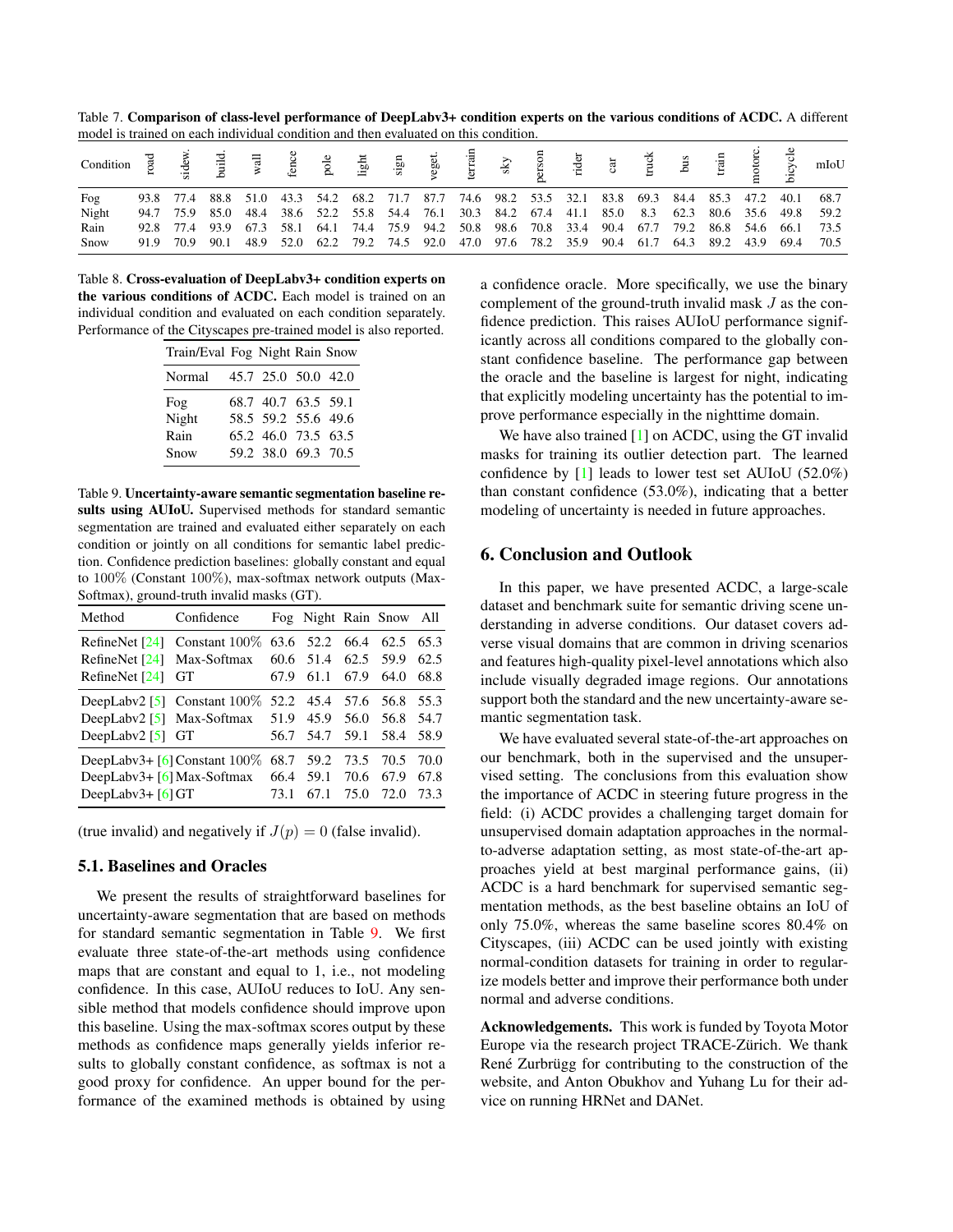Table 7. **Comparison of class-level performance of DeepLabv3+ condition experts on the various conditions of ACDC.** A different model is trained on each individual condition and then evaluated on this condition.

| Condition | road | sidew. | build. | wall | fence | pole | light | sign | veget. | terrain | sky | person | rider | car | truck | bus | train | motorc. | bicycle | mIoU |
|---|---|---|---|---|---|---|---|---|---|---|---|---|---|---|---|---|---|---|---|---|
| Fog | 93.8 | 77.4 | 88.8 | 51.0 | 43.3 | 54.2 | 68.2 | 71.7 | 87.7 | 74.6 | 98.2 | 53.5 | 32.1 | 83.8 | 69.3 | 84.4 | 85.3 | 47.2 | 40.1 | 68.7 |
| Night | 94.7 | 75.9 | 85.0 | 48.4 | 38.6 | 52.2 | 55.8 | 54.4 | 76.1 | 30.3 | 84.2 | 67.4 | 41.1 | 85.0 | 8.3 | 62.3 | 80.6 | 35.6 | 49.8 | 59.2 |
| Rain | 92.8 | 77.4 | 93.9 | 67.3 | 58.1 | 64.1 | 74.4 | 75.9 | 94.2 | 50.8 | 98.6 | 70.8 | 33.4 | 90.4 | 67.7 | 79.2 | 86.8 | 54.6 | 66.1 | 73.5 |
| Snow | 91.9 | 70.9 | 90.1 | 48.9 | 52.0 | 62.2 | 79.2 | 74.5 | 92.0 | 47.0 | 97.6 | 78.2 | 35.9 | 90.4 | 61.7 | 64.3 | 89.2 | 43.9 | 69.4 | 70.5 |

Table 8. **Cross-evaluation of DeepLabv3+ condition experts on the various conditions of ACDC.** Each model is trained on an individual condition and evaluated on each condition separately. Performance of the Cityscapes pre-trained model is also reported.

| Train/Eval | Fog | Night | Rain | Snow |
|---|---|---|---|---|
| Normal | 45.7 | 25.0 | 50.0 | 42.0 |
| Fog | 68.7 | 40.7 | 63.5 | 59.1 |
| Night | 58.5 | 59.2 | 55.6 | 49.6 |
| Rain | 65.2 | 46.0 | 73.5 | 63.5 |
| Snow | 59.2 | 38.0 | 69.3 | 70.5 |

Table 9. **Uncertainty-aware semantic segmentation baseline results using AUIoU.** Supervised methods for standard semantic segmentation are trained and evaluated either separately on each condition or jointly on all conditions for semantic label prediction. Confidence prediction baselines: globally constant and equal to 100% (Constant 100%), max-softmax network outputs (Max-Softmax), ground-truth invalid masks (GT).

| Method | Confidence | Fog | Night | Rain | Snow | All |
|---|---|---|---|---|---|---|
| RefineNet [24] | Constant 100% | 63.6 | 52.2 | 66.4 | 62.5 | 65.3 |
| RefineNet [24] | Max-Softmax | 60.6 | 51.4 | 62.5 | 59.9 | 62.5 |
| RefineNet [24] | GT | 67.9 | 61.1 | 67.9 | 64.0 | 68.8 |
| DeepLabv2 [5] | Constant 100% | 52.2 | 45.4 | 57.6 | 56.8 | 55.3 |
| DeepLabv2 [5] | Max-Softmax | 51.9 | 45.9 | 56.0 | 56.8 | 54.7 |
| DeepLabv2 [5] | GT | 56.7 | 54.7 | 59.1 | 58.4 | 58.9 |
| DeepLabv3+ [6] | Constant 100% | 68.7 | 59.2 | 73.5 | 70.5 | 70.0 |
| DeepLabv3+ [6] | Max-Softmax | 66.4 | 59.1 | 70.6 | 67.9 | 67.8 |
| DeepLabv3+ [6] | GT | 73.1 | 67.1 | 75.0 | 72.0 | 73.3 |

(true invalid) and negatively if $J(p) = 0$ (false invalid).

### 5.1. Baselines and Oracles

We present the results of straightforward baselines for uncertainty-aware segmentation that are based on methods for standard semantic segmentation in Table 9. We first evaluate three state-of-the-art methods using confidence maps that are constant and equal to 1, i.e., not modeling confidence. In this case, AUIoU reduces to IoU. Any sensible method that models confidence should improve upon this baseline. Using the max-softmax scores output by these methods as confidence maps generally yields inferior results to globally constant confidence, as softmax is not a good proxy for confidence. An upper bound for the performance of the examined methods is obtained by using a confidence oracle. More specifically, we use the binary complement of the ground-truth invalid mask $J$ as the confidence prediction. This raises AUIoU performance significantly across all conditions compared to the globally constant confidence baseline. The performance gap between the oracle and the baseline is largest for night, indicating that explicitly modeling uncertainty has the potential to improve performance especially in the nighttime domain.

We have also trained [1] on ACDC, using the GT invalid masks for training its outlier detection part. The learned confidence by [1] leads to lower test set AUIoU (52.0%) than constant confidence (53.0%), indicating that a better modeling of uncertainty is needed in future approaches.

## 6. Conclusion and Outlook

In this paper, we have presented ACDC, a large-scale dataset and benchmark suite for semantic driving scene understanding in adverse conditions. Our dataset covers adverse visual domains that are common in driving scenarios and features high-quality pixel-level annotations which also include visually degraded image regions. Our annotations support both the standard and the new uncertainty-aware semantic segmentation task.

We have evaluated several state-of-the-art approaches on our benchmark, both in the supervised and the unsupervised setting. The conclusions from this evaluation show the importance of ACDC in steering future progress in the field: (i) ACDC provides a challenging target domain for unsupervised domain adaptation approaches in the normal-to-adverse adaptation setting, as most state-of-the-art approaches yield at best marginal performance gains, (ii) ACDC is a hard benchmark for supervised semantic segmentation methods, as the best baseline obtains an IoU of only 75.0%, whereas the same baseline scores 80.4% on Cityscapes, (iii) ACDC can be used jointly with existing normal-condition datasets for training in order to regularize models better and improve their performance both under normal and adverse conditions.

**Acknowledgements.** This work is funded by Toyota Motor Europe via the research project TRACE-Zürich. We thank René Zurbrügg for contributing to the construction of the website, and Anton Obukhov and Yuhang Lu for their advice on running HRNet and DANet.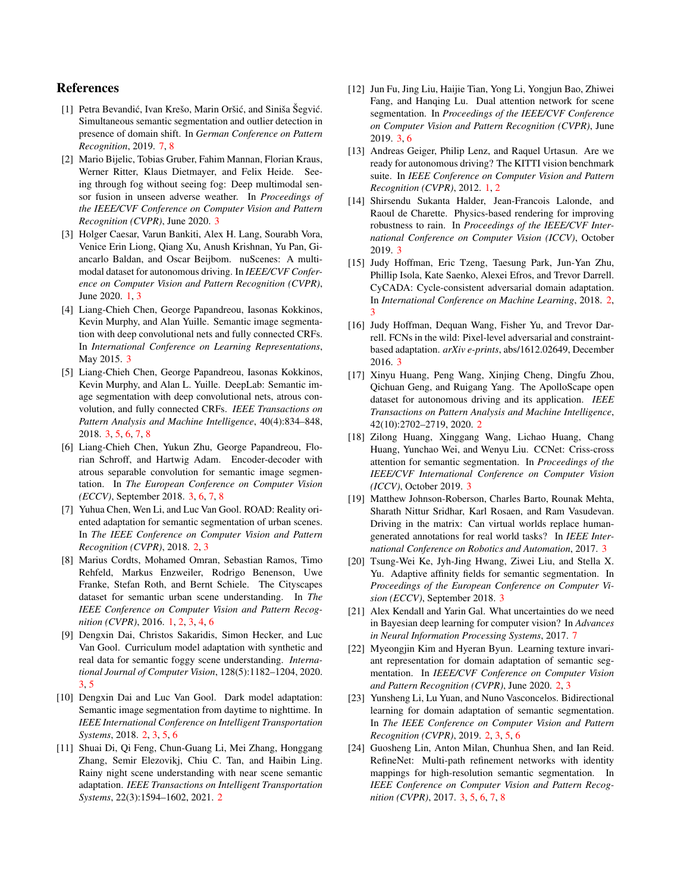# References

[1] Petra Bevandić, Ivan Krešo, Marin Oršić, and Siniša Šegvić. Simultaneous semantic segmentation and outlier detection in presence of domain shift. In *German Conference on Pattern Recognition*, 2019. 7, 8

[2] Mario Bijelic, Tobias Gruber, Fahim Mannan, Florian Kraus, Werner Ritter, Klaus Dietmayer, and Felix Heide. Seeing through fog without seeing fog: Deep multimodal sensor fusion in unseen adverse weather. In *Proceedings of the IEEE/CVF Conference on Computer Vision and Pattern Recognition (CVPR)*, June 2020. 3

[3] Holger Caesar, Varun Bankiti, Alex H. Lang, Sourabh Vora, Venice Erin Liong, Qiang Xu, Anush Krishnan, Yu Pan, Giancarlo Baldan, and Oscar Beijbom. nuScenes: A multimodal dataset for autonomous driving. In *IEEE/CVF Conference on Computer Vision and Pattern Recognition (CVPR)*, June 2020. 1, 3

[4] Liang-Chieh Chen, George Papandreou, Iasonas Kokkinos, Kevin Murphy, and Alan Yuille. Semantic image segmentation with deep convolutional nets and fully connected CRFs. In *International Conference on Learning Representations*, May 2015. 3

[5] Liang-Chieh Chen, George Papandreou, Iasonas Kokkinos, Kevin Murphy, and Alan L. Yuille. DeepLab: Semantic image segmentation with deep convolutional nets, atrous convolution, and fully connected CRFs. *IEEE Transactions on Pattern Analysis and Machine Intelligence*, 40(4):834–848, 2018. 3, 5, 6, 7, 8

[6] Liang-Chieh Chen, Yukun Zhu, George Papandreou, Florian Schroff, and Hartwig Adam. Encoder-decoder with atrous separable convolution for semantic image segmentation. In *The European Conference on Computer Vision (ECCV)*, September 2018. 3, 6, 7, 8

[7] Yuhua Chen, Wen Li, and Luc Van Gool. ROAD: Reality oriented adaptation for semantic segmentation of urban scenes. In *The IEEE Conference on Computer Vision and Pattern Recognition (CVPR)*, 2018. 2, 3

[8] Marius Cordts, Mohamed Omran, Sebastian Ramos, Timo Rehfeld, Markus Enzweiler, Rodrigo Benenson, Uwe Franke, Stefan Roth, and Bernt Schiele. The Cityscapes dataset for semantic urban scene understanding. In *The IEEE Conference on Computer Vision and Pattern Recognition (CVPR)*, 2016. 1, 2, 3, 4, 6

[9] Dengxin Dai, Christos Sakaridis, Simon Hecker, and Luc Van Gool. Curriculum model adaptation with synthetic and real data for semantic foggy scene understanding. *International Journal of Computer Vision*, 128(5):1182–1204, 2020. 3, 5

[10] Dengxin Dai and Luc Van Gool. Dark model adaptation: Semantic image segmentation from daytime to nighttime. In *IEEE International Conference on Intelligent Transportation Systems*, 2018. 2, 3, 5, 6

[11] Shuai Di, Qi Feng, Chun-Guang Li, Mei Zhang, Honggang Zhang, Semir Elezovikj, Chiu C. Tan, and Haibin Ling. Rainy night scene understanding with near scene semantic adaptation. *IEEE Transactions on Intelligent Transportation Systems*, 22(3):1594–1602, 2021. 2

[12] Jun Fu, Jing Liu, Haijie Tian, Yong Li, Yongjun Bao, Zhiwei Fang, and Hanqing Lu. Dual attention network for scene segmentation. In *Proceedings of the IEEE/CVF Conference on Computer Vision and Pattern Recognition (CVPR)*, June 2019. 3, 6

[13] Andreas Geiger, Philip Lenz, and Raquel Urtasun. Are we ready for autonomous driving? The KITTI vision benchmark suite. In *IEEE Conference on Computer Vision and Pattern Recognition (CVPR)*, 2012. 1, 2

[14] Shirsendu Sukanta Halder, Jean-Francois Lalonde, and Raoul de Charette. Physics-based rendering for improving robustness to rain. In *Proceedings of the IEEE/CVF International Conference on Computer Vision (ICCV)*, October 2019. 3

[15] Judy Hoffman, Eric Tzeng, Taesung Park, Jun-Yan Zhu, Phillip Isola, Kate Saenko, Alexei Efros, and Trevor Darrell. CyCADA: Cycle-consistent adversarial domain adaptation. In *International Conference on Machine Learning*, 2018. 2, 3

[16] Judy Hoffman, Dequan Wang, Fisher Yu, and Trevor Darrell. FCNs in the wild: Pixel-level adversarial and constraint-based adaptation. *arXiv e-prints*, abs/1612.02649, December 2016. 3

[17] Xinyu Huang, Peng Wang, Xinjing Cheng, Dingfu Zhou, Qichuan Geng, and Ruigang Yang. The ApolloScape open dataset for autonomous driving and its application. *IEEE Transactions on Pattern Analysis and Machine Intelligence*, 42(10):2702–2719, 2020. 2

[18] Zilong Huang, Xinggang Wang, Lichao Huang, Chang Huang, Yunchao Wei, and Wenyu Liu. CCNet: Criss-cross attention for semantic segmentation. In *Proceedings of the IEEE/CVF International Conference on Computer Vision (ICCV)*, October 2019. 3

[19] Matthew Johnson-Roberson, Charles Barto, Rounak Mehta, Sharath Nittur Sridhar, Karl Rosaen, and Ram Vasudevan. Driving in the matrix: Can virtual worlds replace human-generated annotations for real world tasks? In *IEEE International Conference on Robotics and Automation*, 2017. 3

[20] Tsung-Wei Ke, Jyh-Jing Hwang, Ziwei Liu, and Stella X. Yu. Adaptive affinity fields for semantic segmentation. In *Proceedings of the European Conference on Computer Vision (ECCV)*, September 2018. 3

[21] Alex Kendall and Yarin Gal. What uncertainties do we need in Bayesian deep learning for computer vision? In *Advances in Neural Information Processing Systems*, 2017. 7

[22] Myeongjin Kim and Hyeran Byun. Learning texture invariant representation for domain adaptation of semantic segmentation. In *IEEE/CVF Conference on Computer Vision and Pattern Recognition (CVPR)*, June 2020. 2, 3

[23] Yunsheng Li, Lu Yuan, and Nuno Vasconcelos. Bidirectional learning for domain adaptation of semantic segmentation. In *The IEEE Conference on Computer Vision and Pattern Recognition (CVPR)*, 2019. 2, 3, 5, 6

[24] Guosheng Lin, Anton Milan, Chunhua Shen, and Ian Reid. RefineNet: Multi-path refinement networks with identity mappings for high-resolution semantic segmentation. In *IEEE Conference on Computer Vision and Pattern Recognition (CVPR)*, 2017. 3, 5, 6, 7, 8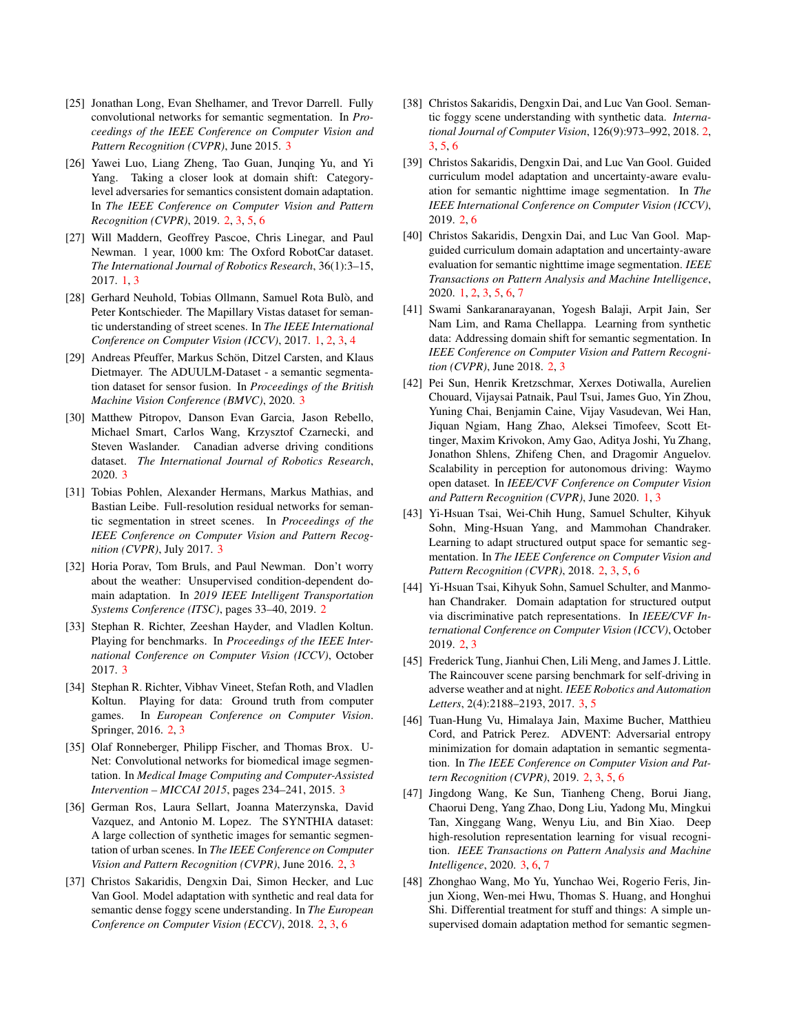[25] Jonathan Long, Evan Shelhamer, and Trevor Darrell. Fully convolutional networks for semantic segmentation. In *Proceedings of the IEEE Conference on Computer Vision and Pattern Recognition (CVPR)*, June 2015. 3

[26] Yawei Luo, Liang Zheng, Tao Guan, Junqing Yu, and Yi Yang. Taking a closer look at domain shift: Category-level adversaries for semantics consistent domain adaptation. In *The IEEE Conference on Computer Vision and Pattern Recognition (CVPR)*, 2019. 2, 3, 5, 6

[27] Will Maddern, Geoffrey Pascoe, Chris Linegar, and Paul Newman. 1 year, 1000 km: The Oxford RobotCar dataset. *The International Journal of Robotics Research*, 36(1):3–15, 2017. 1, 3

[28] Gerhard Neuhold, Tobias Ollmann, Samuel Rota Bulò, and Peter Kontschieder. The Mapillary Vistas dataset for semantic understanding of street scenes. In *The IEEE International Conference on Computer Vision (ICCV)*, 2017. 1, 2, 3, 4

[29] Andreas Pfeuffer, Markus Schön, Ditzel Carsten, and Klaus Dietmayer. The ADUULM-Dataset - a semantic segmentation dataset for sensor fusion. In *Proceedings of the British Machine Vision Conference (BMVC)*, 2020. 3

[30] Matthew Pitropov, Danson Evan Garcia, Jason Rebello, Michael Smart, Carlos Wang, Krzysztof Czarnecki, and Steven Waslander. Canadian adverse driving conditions dataset. *The International Journal of Robotics Research*, 2020. 3

[31] Tobias Pohlen, Alexander Hermans, Markus Mathias, and Bastian Leibe. Full-resolution residual networks for semantic segmentation in street scenes. In *Proceedings of the IEEE Conference on Computer Vision and Pattern Recognition (CVPR)*, July 2017. 3

[32] Horia Porav, Tom Bruls, and Paul Newman. Don't worry about the weather: Unsupervised condition-dependent domain adaptation. In *2019 IEEE Intelligent Transportation Systems Conference (ITSC)*, pages 33–40, 2019. 2

[33] Stephan R. Richter, Zeeshan Hayder, and Vladlen Koltun. Playing for benchmarks. In *Proceedings of the IEEE International Conference on Computer Vision (ICCV)*, October 2017. 3

[34] Stephan R. Richter, Vibhav Vineet, Stefan Roth, and Vladlen Koltun. Playing for data: Ground truth from computer games. In *European Conference on Computer Vision*. Springer, 2016. 2, 3

[35] Olaf Ronneberger, Philipp Fischer, and Thomas Brox. U-Net: Convolutional networks for biomedical image segmentation. In *Medical Image Computing and Computer-Assisted Intervention – MICCAI 2015*, pages 234–241, 2015. 3

[36] German Ros, Laura Sellart, Joanna Materzynska, David Vazquez, and Antonio M. Lopez. The SYNTHIA dataset: A large collection of synthetic images for semantic segmentation of urban scenes. In *The IEEE Conference on Computer Vision and Pattern Recognition (CVPR)*, June 2016. 2, 3

[37] Christos Sakaridis, Dengxin Dai, Simon Hecker, and Luc Van Gool. Model adaptation with synthetic and real data for semantic dense foggy scene understanding. In *The European Conference on Computer Vision (ECCV)*, 2018. 2, 3, 6

[38] Christos Sakaridis, Dengxin Dai, and Luc Van Gool. Semantic foggy scene understanding with synthetic data. *International Journal of Computer Vision*, 126(9):973–992, 2018. 2, 3, 5, 6

[39] Christos Sakaridis, Dengxin Dai, and Luc Van Gool. Guided curriculum model adaptation and uncertainty-aware evaluation for semantic nighttime image segmentation. In *The IEEE International Conference on Computer Vision (ICCV)*, 2019. 2, 6

[40] Christos Sakaridis, Dengxin Dai, and Luc Van Gool. Map-guided curriculum domain adaptation and uncertainty-aware evaluation for semantic nighttime image segmentation. *IEEE Transactions on Pattern Analysis and Machine Intelligence*, 2020. 1, 2, 3, 5, 6, 7

[41] Swami Sankaranarayanan, Yogesh Balaji, Arpit Jain, Ser Nam Lim, and Rama Chellappa. Learning from synthetic data: Addressing domain shift for semantic segmentation. In *IEEE Conference on Computer Vision and Pattern Recognition (CVPR)*, June 2018. 2, 3

[42] Pei Sun, Henrik Kretzschmar, Xerxes Dotiwalla, Aurelien Chouard, Vijaysai Patnaik, Paul Tsui, James Guo, Yin Zhou, Yuning Chai, Benjamin Caine, Vijay Vasudevan, Wei Han, Jiquan Ngiam, Hang Zhao, Aleksei Timofeev, Scott Ettinger, Maxim Krivokon, Amy Gao, Aditya Joshi, Yu Zhang, Jonathon Shlens, Zhifeng Chen, and Dragomir Anguelov. Scalability in perception for autonomous driving: Waymo open dataset. In *IEEE/CVF Conference on Computer Vision and Pattern Recognition (CVPR)*, June 2020. 1, 3

[43] Yi-Hsuan Tsai, Wei-Chih Hung, Samuel Schulter, Kihyuk Sohn, Ming-Hsuan Yang, and Manmohan Chandraker. Learning to adapt structured output space for semantic segmentation. In *The IEEE Conference on Computer Vision and Pattern Recognition (CVPR)*, 2018. 2, 3, 5, 6

[44] Yi-Hsuan Tsai, Kihyuk Sohn, Samuel Schulter, and Manmohan Chandraker. Domain adaptation for structured output via discriminative patch representations. In *IEEE/CVF International Conference on Computer Vision (ICCV)*, October 2019. 2, 3

[45] Frederick Tung, Jianhui Chen, Lili Meng, and James J. Little. The Raincouver scene parsing benchmark for self-driving in adverse weather and at night. *IEEE Robotics and Automation Letters*, 2(4):2188–2193, 2017. 3, 5

[46] Tuan-Hung Vu, Himalaya Jain, Maxime Bucher, Matthieu Cord, and Patrick Perez. ADVENT: Adversarial entropy minimization for domain adaptation in semantic segmentation. In *The IEEE Conference on Computer Vision and Pattern Recognition (CVPR)*, 2019. 2, 3, 5, 6

[47] Jingdong Wang, Ke Sun, Tianheng Cheng, Borui Jiang, Chaorui Deng, Yang Zhao, Dong Liu, Yadong Mu, Mingkui Tan, Xinggang Wang, Wenyu Liu, and Bin Xiao. Deep high-resolution representation learning for visual recognition. *IEEE Transactions on Pattern Analysis and Machine Intelligence*, 2020. 3, 6, 7

[48] Zhonghao Wang, Mo Yu, Yunchao Wei, Rogerio Feris, Jinjun Xiong, Wen-mei Hwu, Thomas S. Huang, and Honghui Shi. Differential treatment for stuff and things: A simple unsupervised domain adaptation method for semantic segmen-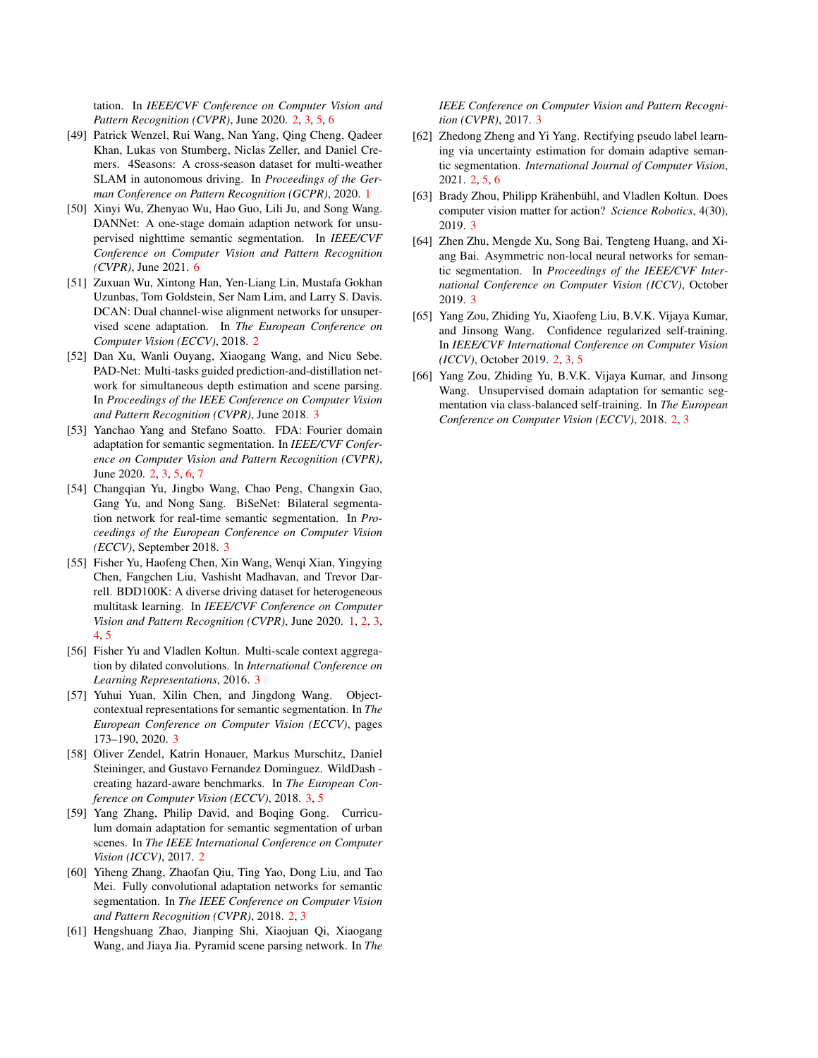tation. In *IEEE/CVF Conference on Computer Vision and Pattern Recognition (CVPR)*, June 2020. 2, 3, 5, 6

[49] Patrick Wenzel, Rui Wang, Nan Yang, Qing Cheng, Qadeer Khan, Lukas von Stumberg, Niclas Zeller, and Daniel Cremers. 4Seasons: A cross-season dataset for multi-weather SLAM in autonomous driving. In *Proceedings of the German Conference on Pattern Recognition (GCPR)*, 2020. 1

[50] Xinyi Wu, Zhenyao Wu, Hao Guo, Lili Ju, and Song Wang. DANNet: A one-stage domain adaption network for unsupervised nighttime semantic segmentation. In *IEEE/CVF Conference on Computer Vision and Pattern Recognition (CVPR)*, June 2021. 6

[51] Zuxuan Wu, Xintong Han, Yen-Liang Lin, Mustafa Gokhan Uzunbas, Tom Goldstein, Ser Nam Lim, and Larry S. Davis. DCAN: Dual channel-wise alignment networks for unsupervised scene adaptation. In *The European Conference on Computer Vision (ECCV)*, 2018. 2

[52] Dan Xu, Wanli Ouyang, Xiaogang Wang, and Nicu Sebe. PAD-Net: Multi-tasks guided prediction-and-distillation network for simultaneous depth estimation and scene parsing. In *Proceedings of the IEEE Conference on Computer Vision and Pattern Recognition (CVPR)*, June 2018. 3

[53] Yanchao Yang and Stefano Soatto. FDA: Fourier domain adaptation for semantic segmentation. In *IEEE/CVF Conference on Computer Vision and Pattern Recognition (CVPR)*, June 2020. 2, 3, 5, 6, 7

[54] Changqian Yu, Jingbo Wang, Chao Peng, Changxin Gao, Gang Yu, and Nong Sang. BiSeNet: Bilateral segmentation network for real-time semantic segmentation. In *Proceedings of the European Conference on Computer Vision (ECCV)*, September 2018. 3

[55] Fisher Yu, Haofeng Chen, Xin Wang, Wenqi Xian, Yingying Chen, Fangchen Liu, Vashisht Madhavan, and Trevor Darrell. BDD100K: A diverse driving dataset for heterogeneous multitask learning. In *IEEE/CVF Conference on Computer Vision and Pattern Recognition (CVPR)*, June 2020. 1, 2, 3, 4, 5

[56] Fisher Yu and Vladlen Koltun. Multi-scale context aggregation by dilated convolutions. In *International Conference on Learning Representations*, 2016. 3

[57] Yuhui Yuan, Xilin Chen, and Jingdong Wang. Object-contextual representations for semantic segmentation. In *The European Conference on Computer Vision (ECCV)*, pages 173–190, 2020. 3

[58] Oliver Zendel, Katrin Honauer, Markus Murschitz, Daniel Steininger, and Gustavo Fernandez Dominguez. WildDash - creating hazard-aware benchmarks. In *The European Conference on Computer Vision (ECCV)*, 2018. 3, 5

[59] Yang Zhang, Philip David, and Boqing Gong. Curriculum domain adaptation for semantic segmentation of urban scenes. In *The IEEE International Conference on Computer Vision (ICCV)*, 2017. 2

[60] Yiheng Zhang, Zhaofan Qiu, Ting Yao, Dong Liu, and Tao Mei. Fully convolutional adaptation networks for semantic segmentation. In *The IEEE Conference on Computer Vision and Pattern Recognition (CVPR)*, 2018. 2, 3

[61] Hengshuang Zhao, Jianping Shi, Xiaojuan Qi, Xiaogang Wang, and Jiaya Jia. Pyramid scene parsing network. In *The IEEE Conference on Computer Vision and Pattern Recognition (CVPR)*, 2017. 3

[62] Zhedong Zheng and Yi Yang. Rectifying pseudo label learning via uncertainty estimation for domain adaptive semantic segmentation. *International Journal of Computer Vision*, 2021. 2, 5, 6

[63] Brady Zhou, Philipp Krähenbühl, and Vladlen Koltun. Does computer vision matter for action? *Science Robotics*, 4(30), 2019. 3

[64] Zhen Zhu, Mengde Xu, Song Bai, Tengteng Huang, and Xiang Bai. Asymmetric non-local neural networks for semantic segmentation. In *Proceedings of the IEEE/CVF International Conference on Computer Vision (ICCV)*, October 2019. 3

[65] Yang Zou, Zhiding Yu, Xiaofeng Liu, B.V.K. Vijaya Kumar, and Jinsong Wang. Confidence regularized self-training. In *IEEE/CVF International Conference on Computer Vision (ICCV)*, October 2019. 2, 3, 5

[66] Yang Zou, Zhiding Yu, B.V.K. Vijaya Kumar, and Jinsong Wang. Unsupervised domain adaptation for semantic segmentation via class-balanced self-training. In *The European Conference on Computer Vision (ECCV)*, 2018. 2, 3